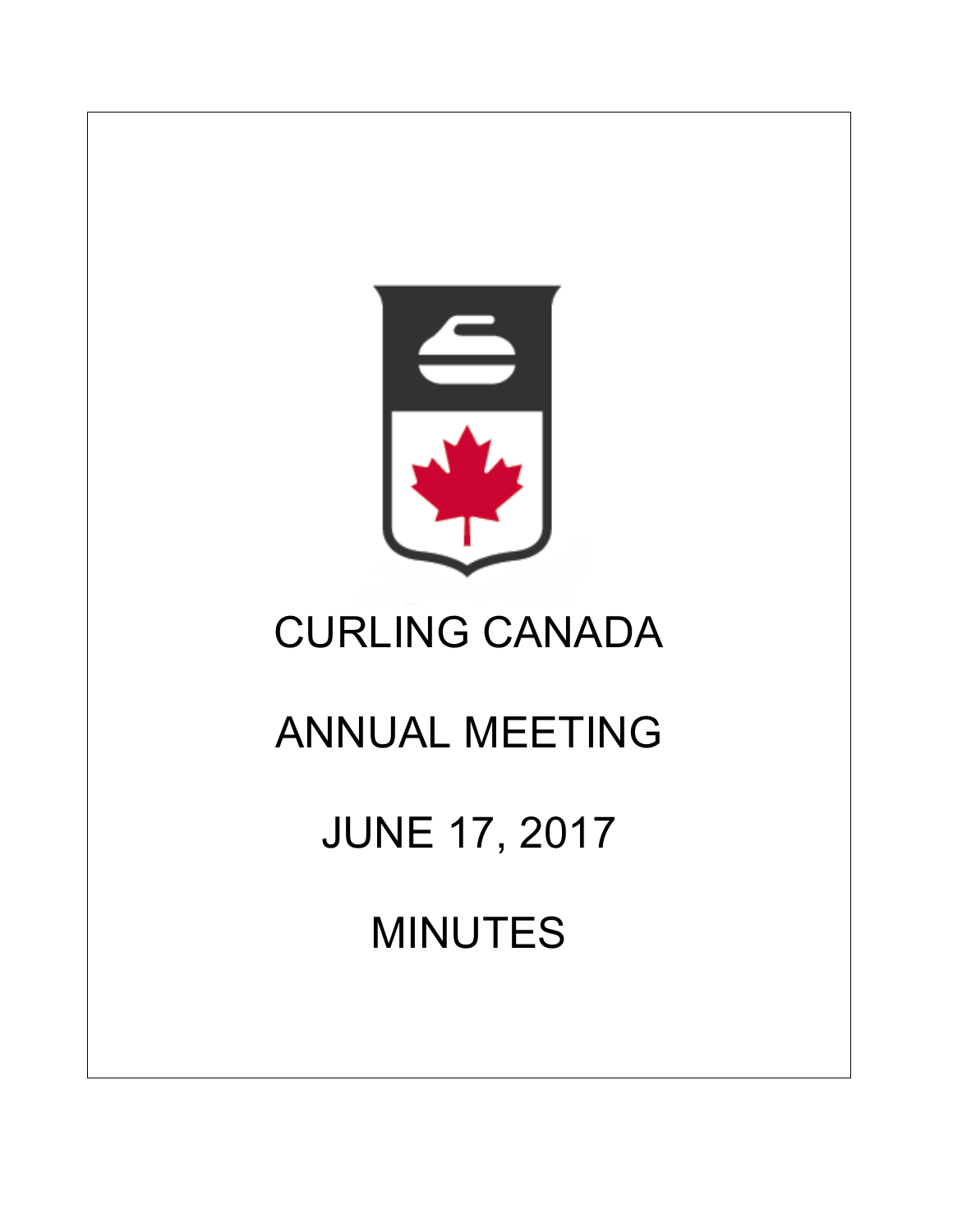# CURLING CANADA

# ANNUAL MEETING

# JUNE 17, 2017

# MINUTES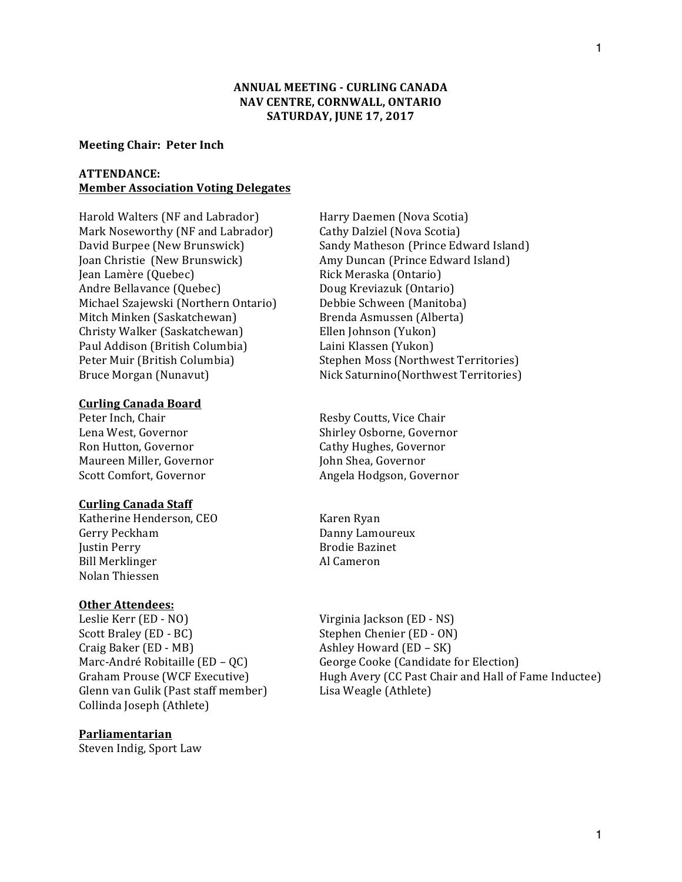**ANNUAL MEETING - CURLING CANADA**
**NAV CENTRE, CORNWALL, ONTARIO**
**SATURDAY, JUNE 17, 2017**

**Meeting Chair: Peter Inch**

**ATTENDANCE:**
**Member Association Voting Delegates**

Harold Walters (NF and Labrador)
Mark Noseworthy (NF and Labrador)
David Burpee (New Brunswick)
Joan Christie (New Brunswick)
Jean Lamère (Quebec)
Andre Bellavance (Quebec)
Michael Szajewski (Northern Ontario)
Mitch Minken (Saskatchewan)
Christy Walker (Saskatchewan)
Paul Addison (British Columbia)
Peter Muir (British Columbia)
Bruce Morgan (Nunavut)
Harry Daemen (Nova Scotia)
Cathy Dalziel (Nova Scotia)
Sandy Matheson (Prince Edward Island)
Amy Duncan (Prince Edward Island)
Rick Meraska (Ontario)
Doug Kreviazuk (Ontario)
Debbie Schween (Manitoba)
Brenda Asmussen (Alberta)
Ellen Johnson (Yukon)
Laini Klassen (Yukon)
Stephen Moss (Northwest Territories)
Nick Saturnino(Northwest Territories)

**Curling Canada Board**

Peter Inch, Chair
Lena West, Governor
Ron Hutton, Governor
Maureen Miller, Governor
Scott Comfort, Governor
Resby Coutts, Vice Chair
Shirley Osborne, Governor
Cathy Hughes, Governor
John Shea, Governor
Angela Hodgson, Governor

**Curling Canada Staff**

Katherine Henderson, CEO
Gerry Peckham
Justin Perry
Bill Merklinger
Nolan Thiessen
Karen Ryan
Danny Lamoureux
Brodie Bazinet
Al Cameron

**Other Attendees:**

Leslie Kerr (ED - NO)
Scott Braley (ED - BC)
Craig Baker (ED - MB)
Marc-André Robitaille (ED – QC)
Graham Prouse (WCF Executive)
Glenn van Gulik (Past staff member)
Collinda Joseph (Athlete)
Virginia Jackson (ED - NS)
Stephen Chenier (ED - ON)
Ashley Howard (ED – SK)
George Cooke (Candidate for Election)
Hugh Avery (CC Past Chair and Hall of Fame Inductee)
Lisa Weagle (Athlete)

**Parliamentarian**

Steven Indig, Sport Law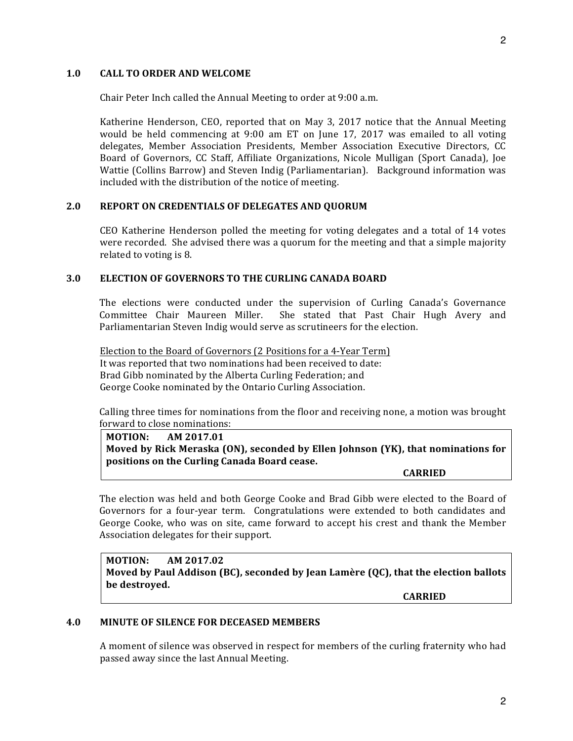## 1.0 CALL TO ORDER AND WELCOME

Chair Peter Inch called the Annual Meeting to order at 9:00 a.m.

Katherine Henderson, CEO, reported that on May 3, 2017 notice that the Annual Meeting would be held commencing at 9:00 am ET on June 17, 2017 was emailed to all voting delegates, Member Association Presidents, Member Association Executive Directors, CC Board of Governors, CC Staff, Affiliate Organizations, Nicole Mulligan (Sport Canada), Joe Wattie (Collins Barrow) and Steven Indig (Parliamentarian). Background information was included with the distribution of the notice of meeting.

## 2.0 REPORT ON CREDENTIALS OF DELEGATES AND QUORUM

CEO Katherine Henderson polled the meeting for voting delegates and a total of 14 votes were recorded. She advised there was a quorum for the meeting and that a simple majority related to voting is 8.

## 3.0 ELECTION OF GOVERNORS TO THE CURLING CANADA BOARD

The elections were conducted under the supervision of Curling Canada's Governance Committee Chair Maureen Miller. She stated that Past Chair Hugh Avery and Parliamentarian Steven Indig would serve as scrutineers for the election.

Election to the Board of Governors (2 Positions for a 4-Year Term)
It was reported that two nominations had been received to date:
Brad Gibb nominated by the Alberta Curling Federation; and
George Cooke nominated by the Ontario Curling Association.

Calling three times for nominations from the floor and receiving none, a motion was brought forward to close nominations:

**MOTION: AM 2017.01**
**Moved by Rick Meraska (ON), seconded by Ellen Johnson (YK), that nominations for positions on the Curling Canada Board cease.**
**CARRIED**

The election was held and both George Cooke and Brad Gibb were elected to the Board of Governors for a four-year term. Congratulations were extended to both candidates and George Cooke, who was on site, came forward to accept his crest and thank the Member Association delegates for their support.

**MOTION: AM 2017.02**
**Moved by Paul Addison (BC), seconded by Jean Lamère (QC), that the election ballots be destroyed.**
**CARRIED**

## 4.0 MINUTE OF SILENCE FOR DECEASED MEMBERS

A moment of silence was observed in respect for members of the curling fraternity who had passed away since the last Annual Meeting.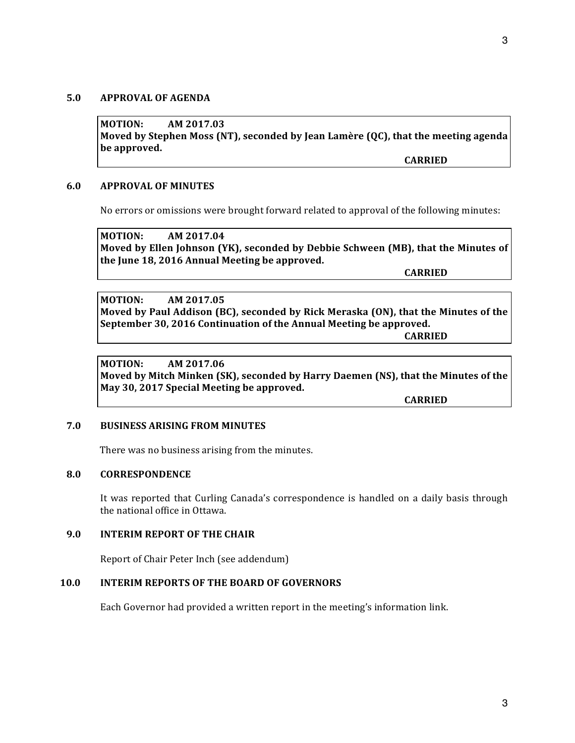## 5.0 APPROVAL OF AGENDA

**MOTION: AM 2017.03**
**Moved by Stephen Moss (NT), seconded by Jean Lamère (QC), that the meeting agenda be approved.**
**CARRIED**

## 6.0 APPROVAL OF MINUTES

No errors or omissions were brought forward related to approval of the following minutes:

**MOTION: AM 2017.04**
**Moved by Ellen Johnson (YK), seconded by Debbie Schween (MB), that the Minutes of the June 18, 2016 Annual Meeting be approved.**
**CARRIED**

**MOTION: AM 2017.05**
**Moved by Paul Addison (BC), seconded by Rick Meraska (ON), that the Minutes of the September 30, 2016 Continuation of the Annual Meeting be approved.**
**CARRIED**

**MOTION: AM 2017.06**
**Moved by Mitch Minken (SK), seconded by Harry Daemen (NS), that the Minutes of the May 30, 2017 Special Meeting be approved.**
**CARRIED**

## 7.0 BUSINESS ARISING FROM MINUTES

There was no business arising from the minutes.

## 8.0 CORRESPONDENCE

It was reported that Curling Canada's correspondence is handled on a daily basis through the national office in Ottawa.

## 9.0 INTERIM REPORT OF THE CHAIR

Report of Chair Peter Inch (see addendum)

## 10.0 INTERIM REPORTS OF THE BOARD OF GOVERNORS

Each Governor had provided a written report in the meeting's information link.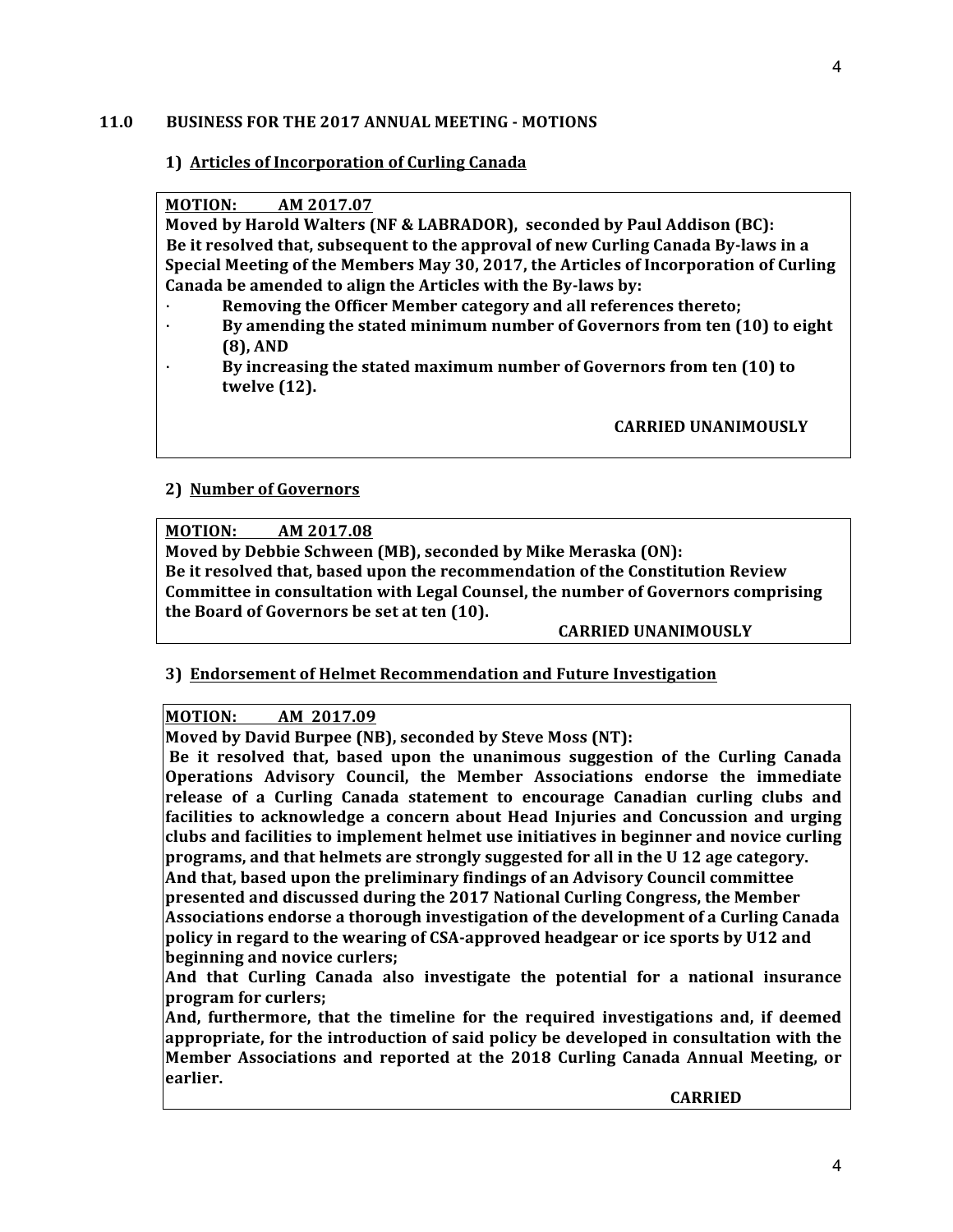## 11.0 BUSINESS FOR THE 2017 ANNUAL MEETING - MOTIONS

### 1) Articles of Incorporation of Curling Canada

**MOTION: AM 2017.07**

**Moved by Harold Walters (NF & LABRADOR), seconded by Paul Addison (BC):**

**Be it resolved that, subsequent to the approval of new Curling Canada By-laws in a Special Meeting of the Members May 30, 2017, the Articles of Incorporation of Curling Canada be amended to align the Articles with the By-laws by:**

- **Removing the Officer Member category and all references thereto;**
- **By amending the stated minimum number of Governors from ten (10) to eight (8), AND**
- **By increasing the stated maximum number of Governors from ten (10) to twelve (12).**

**CARRIED UNANIMOUSLY**

### 2) Number of Governors

**MOTION: AM 2017.08**

**Moved by Debbie Schween (MB), seconded by Mike Meraska (ON):**

**Be it resolved that, based upon the recommendation of the Constitution Review Committee in consultation with Legal Counsel, the number of Governors comprising the Board of Governors be set at ten (10).**

**CARRIED UNANIMOUSLY**

### 3) Endorsement of Helmet Recommendation and Future Investigation

**MOTION: AM 2017.09**

**Moved by David Burpee (NB), seconded by Steve Moss (NT):**

**Be it resolved that, based upon the unanimous suggestion of the Curling Canada Operations Advisory Council, the Member Associations endorse the immediate release of a Curling Canada statement to encourage Canadian curling clubs and facilities to acknowledge a concern about Head Injuries and Concussion and urging clubs and facilities to implement helmet use initiatives in beginner and novice curling programs, and that helmets are strongly suggested for all in the U 12 age category.**

**And that, based upon the preliminary findings of an Advisory Council committee presented and discussed during the 2017 National Curling Congress, the Member Associations endorse a thorough investigation of the development of a Curling Canada policy in regard to the wearing of CSA-approved headgear or ice sports by U12 and beginning and novice curlers;**

**And that Curling Canada also investigate the potential for a national insurance program for curlers;**

**And, furthermore, that the timeline for the required investigations and, if deemed appropriate, for the introduction of said policy be developed in consultation with the Member Associations and reported at the 2018 Curling Canada Annual Meeting, or earlier.**

**CARRIED**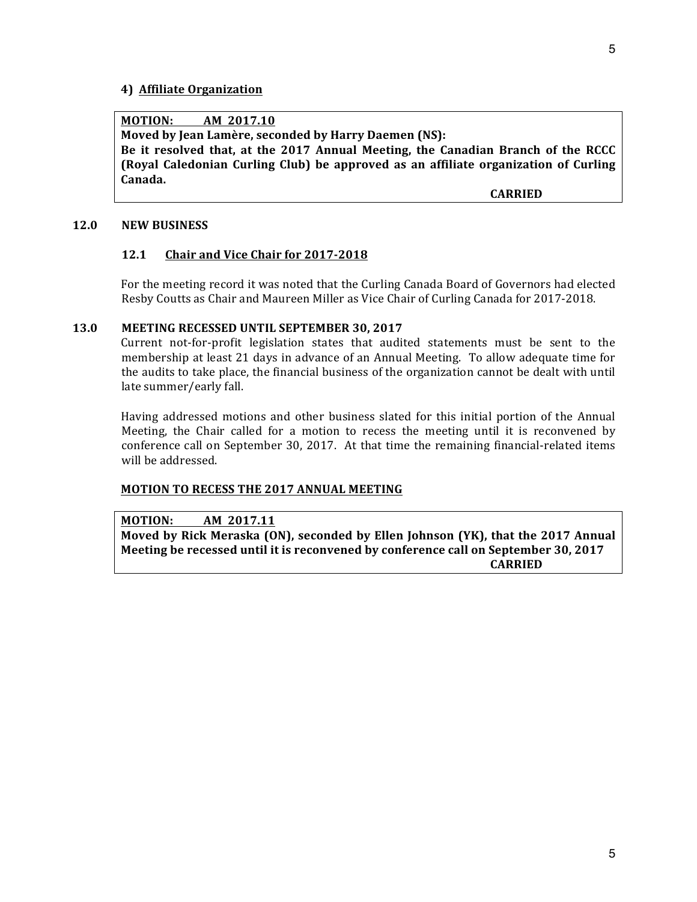#### 4) Affiliate Organization

> **MOTION: AM 2017.10**
> **Moved by Jean Lamère, seconded by Harry Daemen (NS):**
> **Be it resolved that, at the 2017 Annual Meeting, the Canadian Branch of the RCCC (Royal Caledonian Curling Club) be approved as an affiliate organization of Curling Canada.**
> **CARRIED**

## 12.0 NEW BUSINESS

### 12.1 Chair and Vice Chair for 2017-2018

For the meeting record it was noted that the Curling Canada Board of Governors had elected Resby Coutts as Chair and Maureen Miller as Vice Chair of Curling Canada for 2017-2018.

## 13.0 MEETING RECESSED UNTIL SEPTEMBER 30, 2017

Current not-for-profit legislation states that audited statements must be sent to the membership at least 21 days in advance of an Annual Meeting. To allow adequate time for the audits to take place, the financial business of the organization cannot be dealt with until late summer/early fall.

Having addressed motions and other business slated for this initial portion of the Annual Meeting, the Chair called for a motion to recess the meeting until it is reconvened by conference call on September 30, 2017. At that time the remaining financial-related items will be addressed.

#### MOTION TO RECESS THE 2017 ANNUAL MEETING

> **MOTION: AM 2017.11**
> **Moved by Rick Meraska (ON), seconded by Ellen Johnson (YK), that the 2017 Annual Meeting be recessed until it is reconvened by conference call on September 30, 2017**
> **CARRIED**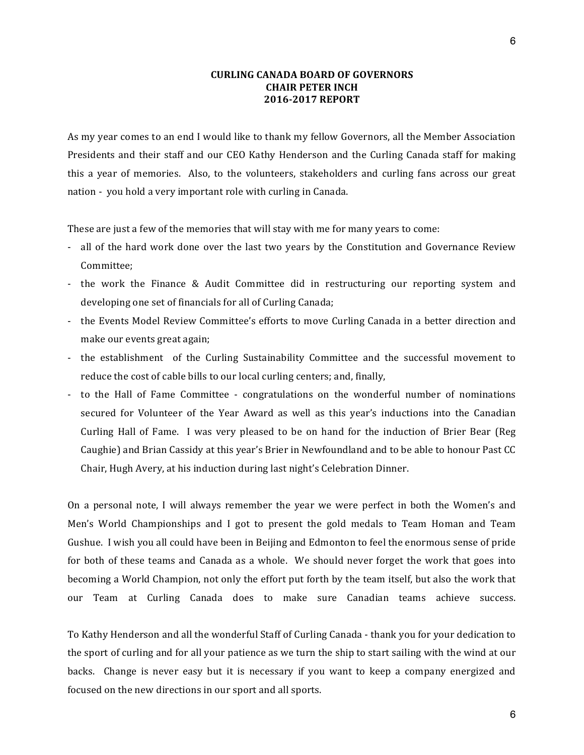**CURLING CANADA BOARD OF GOVERNORS**
**CHAIR PETER INCH**
**2016-2017 REPORT**

As my year comes to an end I would like to thank my fellow Governors, all the Member Association Presidents and their staff and our CEO Kathy Henderson and the Curling Canada staff for making this a year of memories. Also, to the volunteers, stakeholders and curling fans across our great nation - you hold a very important role with curling in Canada.

These are just a few of the memories that will stay with me for many years to come:

- all of the hard work done over the last two years by the Constitution and Governance Review Committee;
- the work the Finance & Audit Committee did in restructuring our reporting system and developing one set of financials for all of Curling Canada;
- the Events Model Review Committee's efforts to move Curling Canada in a better direction and make our events great again;
- the establishment of the Curling Sustainability Committee and the successful movement to reduce the cost of cable bills to our local curling centers; and, finally,
- to the Hall of Fame Committee - congratulations on the wonderful number of nominations secured for Volunteer of the Year Award as well as this year's inductions into the Canadian Curling Hall of Fame. I was very pleased to be on hand for the induction of Brier Bear (Reg Caughie) and Brian Cassidy at this year's Brier in Newfoundland and to be able to honour Past CC Chair, Hugh Avery, at his induction during last night's Celebration Dinner.

On a personal note, I will always remember the year we were perfect in both the Women's and Men's World Championships and I got to present the gold medals to Team Homan and Team Gushue. I wish you all could have been in Beijing and Edmonton to feel the enormous sense of pride for both of these teams and Canada as a whole. We should never forget the work that goes into becoming a World Champion, not only the effort put forth by the team itself, but also the work that our Team at Curling Canada does to make sure Canadian teams achieve success.

To Kathy Henderson and all the wonderful Staff of Curling Canada - thank you for your dedication to the sport of curling and for all your patience as we turn the ship to start sailing with the wind at our backs. Change is never easy but it is necessary if you want to keep a company energized and focused on the new directions in our sport and all sports.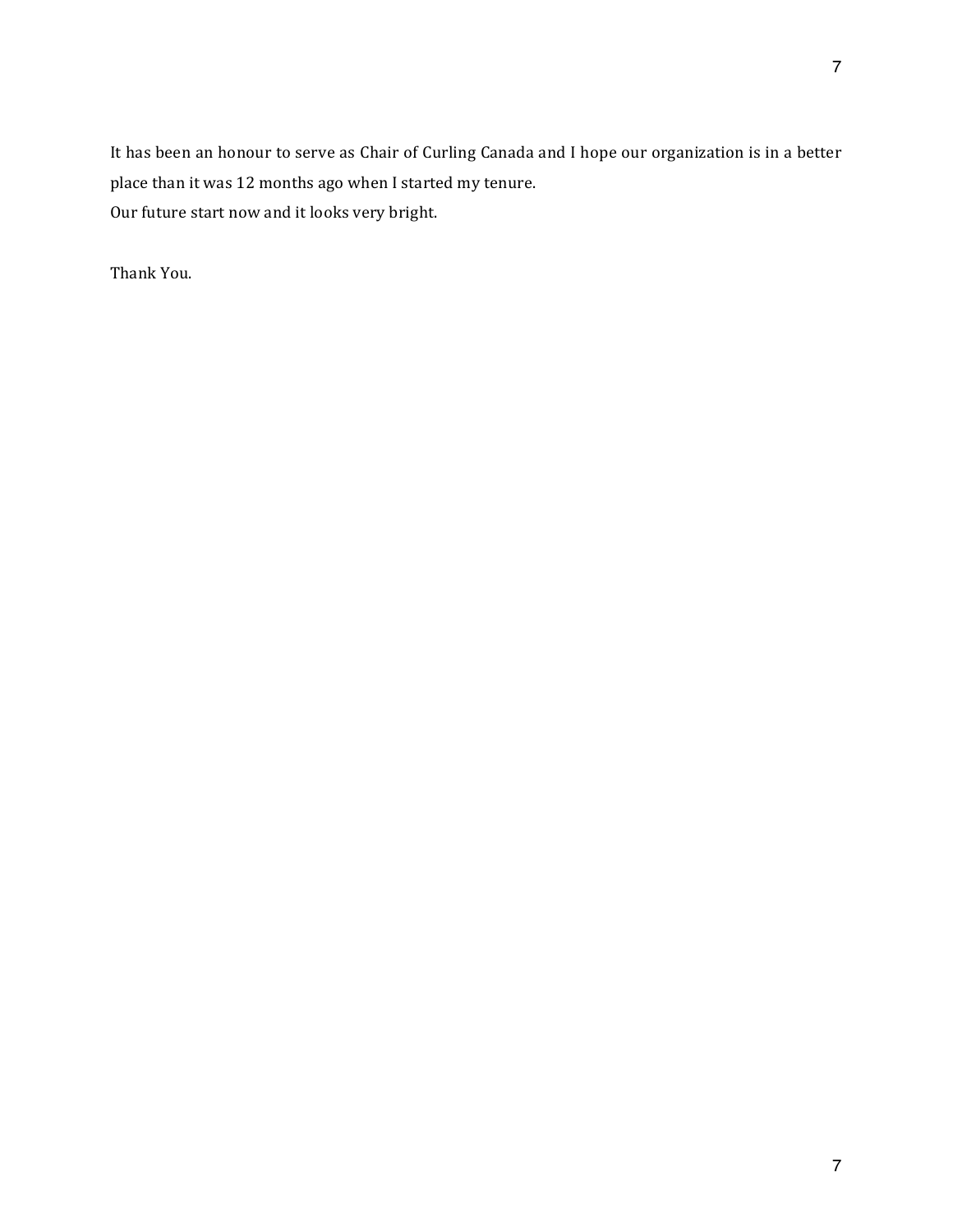It has been an honour to serve as Chair of Curling Canada and I hope our organization is in a better place than it was 12 months ago when I started my tenure.
Our future start now and it looks very bright.

Thank You.